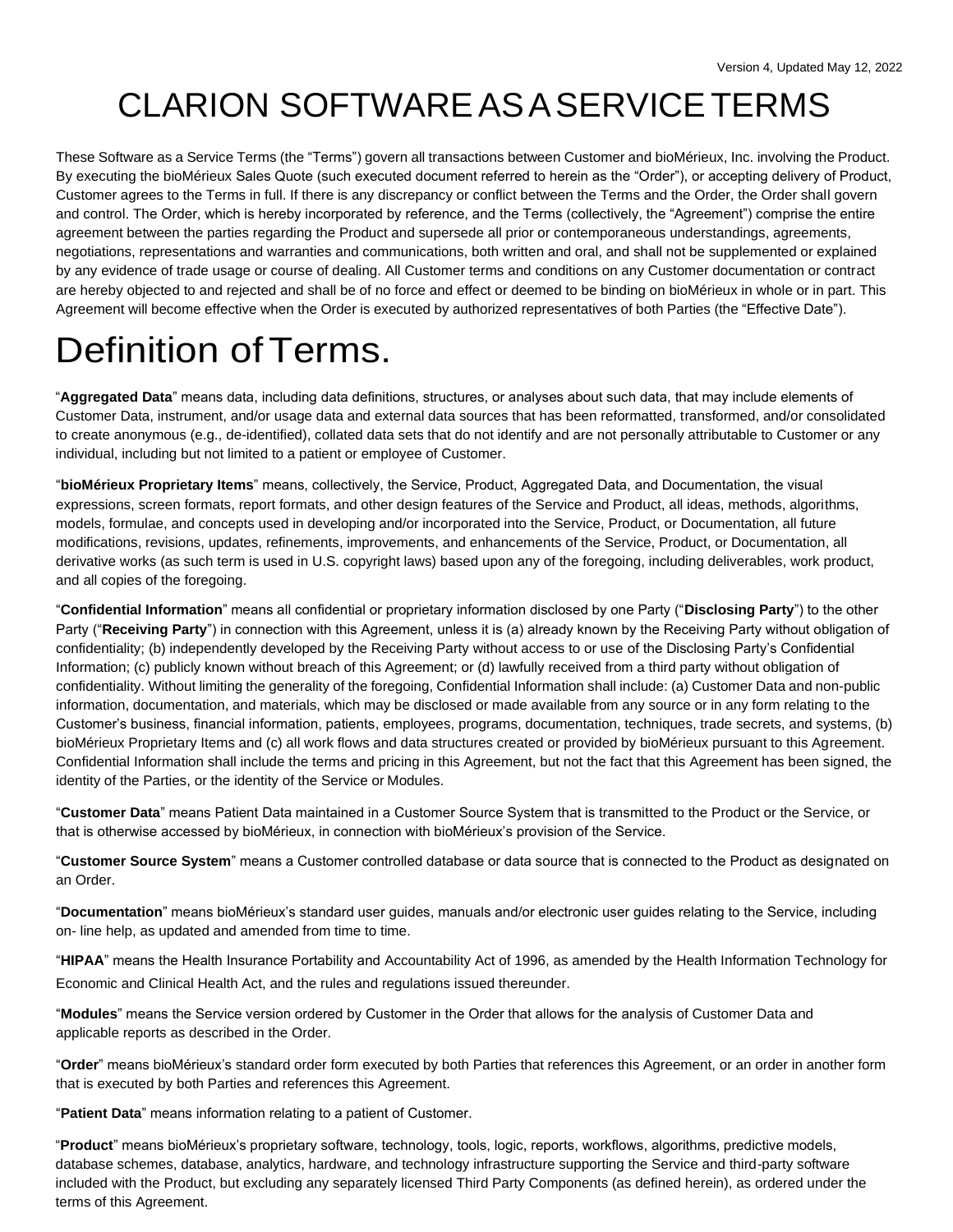Version 4, Updated May 12, 2022

# CLARION SOFTWARE AS A SERVICE TERMS

These Software as a Service Terms (the "Terms") govern all transactions between Customer and bioMérieux, Inc. involving the Product. By executing the bioMérieux Sales Quote (such executed document referred to herein as the "Order"), or accepting delivery of Product, Customer agrees to the Terms in full. If there is any discrepancy or conflict between the Terms and the Order, the Order shall govern and control. The Order, which is hereby incorporated by reference, and the Terms (collectively, the "Agreement") comprise the entire agreement between the parties regarding the Product and supersede all prior or contemporaneous understandings, agreements, negotiations, representations and warranties and communications, both written and oral, and shall not be supplemented or explained by any evidence of trade usage or course of dealing. All Customer terms and conditions on any Customer documentation or contract are hereby objected to and rejected and shall be of no force and effect or deemed to be binding on bioMérieux in whole or in part. This Agreement will become effective when the Order is executed by authorized representatives of both Parties (the "Effective Date").

# Definition of Terms.

"**Aggregated Data**" means data, including data definitions, structures, or analyses about such data, that may include elements of Customer Data, instrument, and/or usage data and external data sources that has been reformatted, transformed, and/or consolidated to create anonymous (e.g., de-identified), collated data sets that do not identify and are not personally attributable to Customer or any individual, including but not limited to a patient or employee of Customer.

"**bioMérieux Proprietary Items**" means, collectively, the Service, Product, Aggregated Data, and Documentation, the visual expressions, screen formats, report formats, and other design features of the Service and Product, all ideas, methods, algorithms, models, formulae, and concepts used in developing and/or incorporated into the Service, Product, or Documentation, all future modifications, revisions, updates, refinements, improvements, and enhancements of the Service, Product, or Documentation, all derivative works (as such term is used in U.S. copyright laws) based upon any of the foregoing, including deliverables, work product, and all copies of the foregoing.

"**Confidential Information**" means all confidential or proprietary information disclosed by one Party ("**Disclosing Party**") to the other Party ("**Receiving Party**") in connection with this Agreement, unless it is (a) already known by the Receiving Party without obligation of confidentiality; (b) independently developed by the Receiving Party without access to or use of the Disclosing Party's Confidential Information; (c) publicly known without breach of this Agreement; or (d) lawfully received from a third party without obligation of confidentiality. Without limiting the generality of the foregoing, Confidential Information shall include: (a) Customer Data and non-public information, documentation, and materials, which may be disclosed or made available from any source or in any form relating to the Customer's business, financial information, patients, employees, programs, documentation, techniques, trade secrets, and systems, (b) bioMérieux Proprietary Items and (c) all work flows and data structures created or provided by bioMérieux pursuant to this Agreement. Confidential Information shall include the terms and pricing in this Agreement, but not the fact that this Agreement has been signed, the identity of the Parties, or the identity of the Service or Modules.

"**Customer Data**" means Patient Data maintained in a Customer Source System that is transmitted to the Product or the Service, or that is otherwise accessed by bioMérieux, in connection with bioMérieux's provision of the Service.

"**Customer Source System**" means a Customer controlled database or data source that is connected to the Product as designated on an Order.

"**Documentation**" means bioMérieux's standard user guides, manuals and/or electronic user guides relating to the Service, including on- line help, as updated and amended from time to time.

"**HIPAA**" means the Health Insurance Portability and Accountability Act of 1996, as amended by the Health Information Technology for Economic and Clinical Health Act, and the rules and regulations issued thereunder.

"**Modules**" means the Service version ordered by Customer in the Order that allows for the analysis of Customer Data and applicable reports as described in the Order.

"**Order**" means bioMérieux's standard order form executed by both Parties that references this Agreement, or an order in another form that is executed by both Parties and references this Agreement.

"**Patient Data**" means information relating to a patient of Customer.

"**Product**" means bioMérieux's proprietary software, technology, tools, logic, reports, workflows, algorithms, predictive models, database schemes, database, analytics, hardware, and technology infrastructure supporting the Service and third-party software included with the Product, but excluding any separately licensed Third Party Components (as defined herein), as ordered under the terms of this Agreement.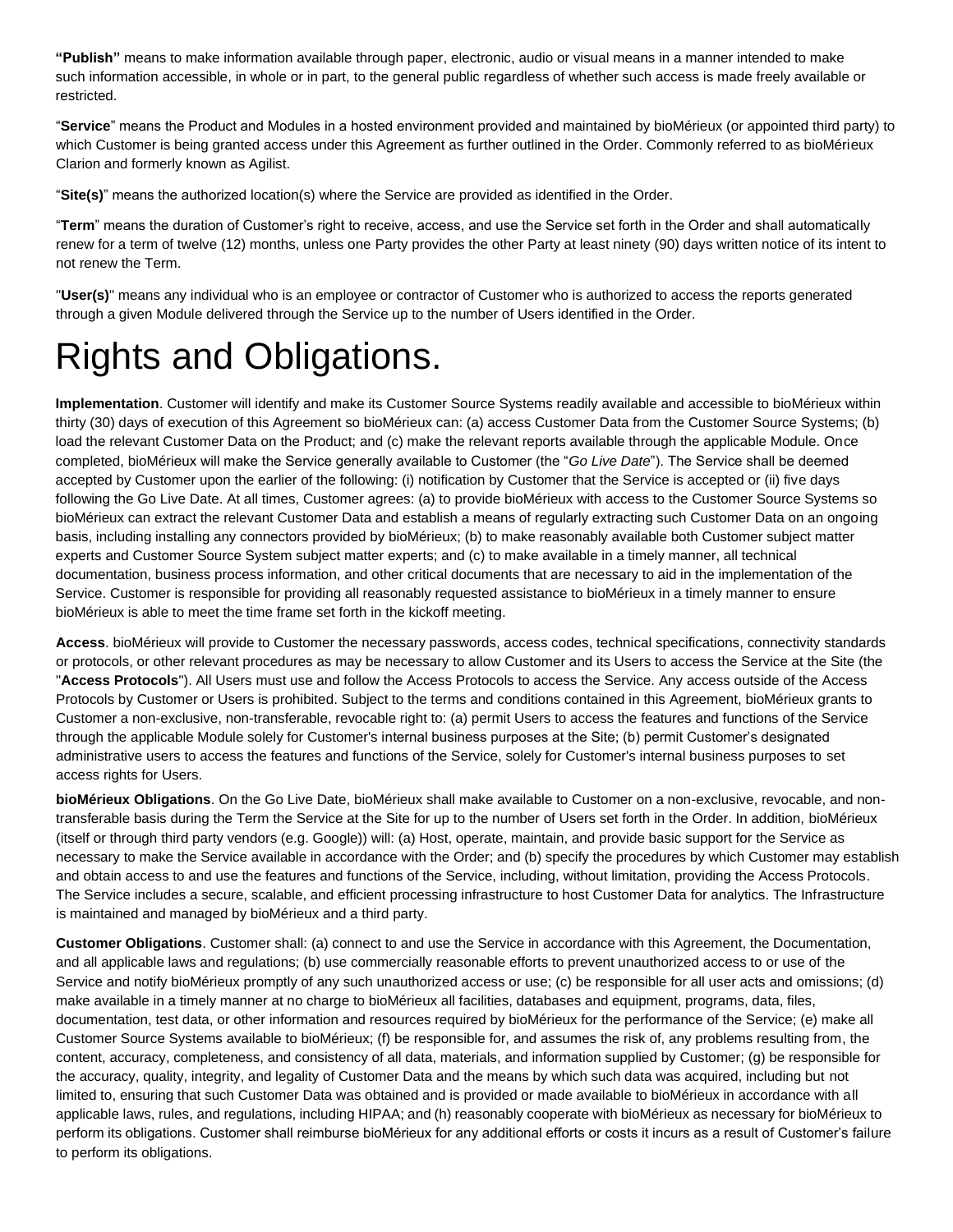**"Publish"** means to make information available through paper, electronic, audio or visual means in a manner intended to make such information accessible, in whole or in part, to the general public regardless of whether such access is made freely available or restricted.

"**Service**" means the Product and Modules in a hosted environment provided and maintained by bioMérieux (or appointed third party) to which Customer is being granted access under this Agreement as further outlined in the Order. Commonly referred to as bioMérieux Clarion and formerly known as Agilist.

"**Site(s)**" means the authorized location(s) where the Service are provided as identified in the Order.

"**Term**" means the duration of Customer's right to receive, access, and use the Service set forth in the Order and shall automatically renew for a term of twelve (12) months, unless one Party provides the other Party at least ninety (90) days written notice of its intent to not renew the Term.

"**User(s)**" means any individual who is an employee or contractor of Customer who is authorized to access the reports generated through a given Module delivered through the Service up to the number of Users identified in the Order.

# Rights and Obligations.

**Implementation**. Customer will identify and make its Customer Source Systems readily available and accessible to bioMérieux within thirty (30) days of execution of this Agreement so bioMérieux can: (a) access Customer Data from the Customer Source Systems; (b) load the relevant Customer Data on the Product; and (c) make the relevant reports available through the applicable Module. Once completed, bioMérieux will make the Service generally available to Customer (the "*Go Live Date*"). The Service shall be deemed accepted by Customer upon the earlier of the following: (i) notification by Customer that the Service is accepted or (ii) five days following the Go Live Date. At all times, Customer agrees: (a) to provide bioMérieux with access to the Customer Source Systems so bioMérieux can extract the relevant Customer Data and establish a means of regularly extracting such Customer Data on an ongoing basis, including installing any connectors provided by bioMérieux; (b) to make reasonably available both Customer subject matter experts and Customer Source System subject matter experts; and (c) to make available in a timely manner, all technical documentation, business process information, and other critical documents that are necessary to aid in the implementation of the Service. Customer is responsible for providing all reasonably requested assistance to bioMérieux in a timely manner to ensure bioMérieux is able to meet the time frame set forth in the kickoff meeting.

**Access**. bioMérieux will provide to Customer the necessary passwords, access codes, technical specifications, connectivity standards or protocols, or other relevant procedures as may be necessary to allow Customer and its Users to access the Service at the Site (the "**Access Protocols**"). All Users must use and follow the Access Protocols to access the Service. Any access outside of the Access Protocols by Customer or Users is prohibited. Subject to the terms and conditions contained in this Agreement, bioMérieux grants to Customer a non-exclusive, non-transferable, revocable right to: (a) permit Users to access the features and functions of the Service through the applicable Module solely for Customer's internal business purposes at the Site; (b) permit Customer's designated administrative users to access the features and functions of the Service, solely for Customer's internal business purposes to set access rights for Users.

**bioMérieux Obligations**. On the Go Live Date, bioMérieux shall make available to Customer on a non-exclusive, revocable, and non-transferable basis during the Term the Service at the Site for up to the number of Users set forth in the Order. In addition, bioMérieux (itself or through third party vendors (e.g. Google)) will: (a) Host, operate, maintain, and provide basic support for the Service as necessary to make the Service available in accordance with the Order; and (b) specify the procedures by which Customer may establish and obtain access to and use the features and functions of the Service, including, without limitation, providing the Access Protocols. The Service includes a secure, scalable, and efficient processing infrastructure to host Customer Data for analytics. The Infrastructure is maintained and managed by bioMérieux and a third party.

**Customer Obligations**. Customer shall: (a) connect to and use the Service in accordance with this Agreement, the Documentation, and all applicable laws and regulations; (b) use commercially reasonable efforts to prevent unauthorized access to or use of the Service and notify bioMérieux promptly of any such unauthorized access or use; (c) be responsible for all user acts and omissions; (d) make available in a timely manner at no charge to bioMérieux all facilities, databases and equipment, programs, data, files, documentation, test data, or other information and resources required by bioMérieux for the performance of the Service; (e) make all Customer Source Systems available to bioMérieux; (f) be responsible for, and assumes the risk of, any problems resulting from, the content, accuracy, completeness, and consistency of all data, materials, and information supplied by Customer; (g) be responsible for the accuracy, quality, integrity, and legality of Customer Data and the means by which such data was acquired, including but not limited to, ensuring that such Customer Data was obtained and is provided or made available to bioMérieux in accordance with all applicable laws, rules, and regulations, including HIPAA; and (h) reasonably cooperate with bioMérieux as necessary for bioMérieux to perform its obligations. Customer shall reimburse bioMérieux for any additional efforts or costs it incurs as a result of Customer's failure to perform its obligations.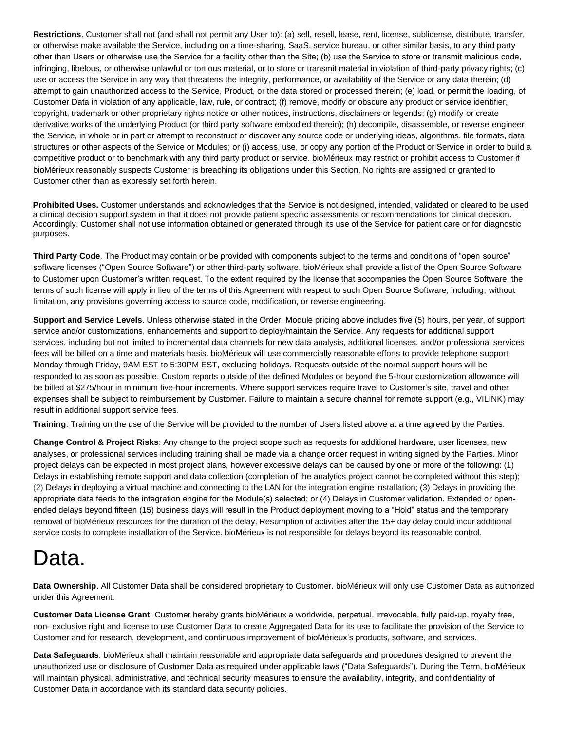**Restrictions**. Customer shall not (and shall not permit any User to): (a) sell, resell, lease, rent, license, sublicense, distribute, transfer, or otherwise make available the Service, including on a time-sharing, SaaS, service bureau, or other similar basis, to any third party other than Users or otherwise use the Service for a facility other than the Site; (b) use the Service to store or transmit malicious code, infringing, libelous, or otherwise unlawful or tortious material, or to store or transmit material in violation of third-party privacy rights; (c) use or access the Service in any way that threatens the integrity, performance, or availability of the Service or any data therein; (d) attempt to gain unauthorized access to the Service, Product, or the data stored or processed therein; (e) load, or permit the loading, of Customer Data in violation of any applicable, law, rule, or contract; (f) remove, modify or obscure any product or service identifier, copyright, trademark or other proprietary rights notice or other notices, instructions, disclaimers or legends; (g) modify or create derivative works of the underlying Product (or third party software embodied therein); (h) decompile, disassemble, or reverse engineer the Service, in whole or in part or attempt to reconstruct or discover any source code or underlying ideas, algorithms, file formats, data structures or other aspects of the Service or Modules; or (i) access, use, or copy any portion of the Product or Service in order to build a competitive product or to benchmark with any third party product or service. bioMérieux may restrict or prohibit access to Customer if bioMérieux reasonably suspects Customer is breaching its obligations under this Section. No rights are assigned or granted to Customer other than as expressly set forth herein.

**Prohibited Uses.** Customer understands and acknowledges that the Service is not designed, intended, validated or cleared to be used a clinical decision support system in that it does not provide patient specific assessments or recommendations for clinical decision. Accordingly, Customer shall not use information obtained or generated through its use of the Service for patient care or for diagnostic purposes.

**Third Party Code**. The Product may contain or be provided with components subject to the terms and conditions of "open source" software licenses ("Open Source Software") or other third-party software. bioMérieux shall provide a list of the Open Source Software to Customer upon Customer's written request. To the extent required by the license that accompanies the Open Source Software, the terms of such license will apply in lieu of the terms of this Agreement with respect to such Open Source Software, including, without limitation, any provisions governing access to source code, modification, or reverse engineering.

**Support and Service Levels**. Unless otherwise stated in the Order, Module pricing above includes five (5) hours, per year, of support service and/or customizations, enhancements and support to deploy/maintain the Service. Any requests for additional support services, including but not limited to incremental data channels for new data analysis, additional licenses, and/or professional services fees will be billed on a time and materials basis. bioMérieux will use commercially reasonable efforts to provide telephone support Monday through Friday, 9AM EST to 5:30PM EST, excluding holidays. Requests outside of the normal support hours will be responded to as soon as possible. Custom reports outside of the defined Modules or beyond the 5-hour customization allowance will be billed at $275/hour in minimum five-hour increments. Where support services require travel to Customer's site, travel and other expenses shall be subject to reimbursement by Customer. Failure to maintain a secure channel for remote support (e.g., VILINK) may result in additional support service fees.

**Training**: Training on the use of the Service will be provided to the number of Users listed above at a time agreed by the Parties.

**Change Control & Project Risks**: Any change to the project scope such as requests for additional hardware, user licenses, new analyses, or professional services including training shall be made via a change order request in writing signed by the Parties. Minor project delays can be expected in most project plans, however excessive delays can be caused by one or more of the following: (1) Delays in establishing remote support and data collection (completion of the analytics project cannot be completed without this step); (2) Delays in deploying a virtual machine and connecting to the LAN for the integration engine installation; (3) Delays in providing the appropriate data feeds to the integration engine for the Module(s) selected; or (4) Delays in Customer validation. Extended or open-ended delays beyond fifteen (15) business days will result in the Product deployment moving to a "Hold" status and the temporary removal of bioMérieux resources for the duration of the delay. Resumption of activities after the 15+ day delay could incur additional service costs to complete installation of the Service. bioMérieux is not responsible for delays beyond its reasonable control.

# Data.

**Data Ownership**. All Customer Data shall be considered proprietary to Customer. bioMérieux will only use Customer Data as authorized under this Agreement.

**Customer Data License Grant**. Customer hereby grants bioMérieux a worldwide, perpetual, irrevocable, fully paid-up, royalty free, non- exclusive right and license to use Customer Data to create Aggregated Data for its use to facilitate the provision of the Service to Customer and for research, development, and continuous improvement of bioMérieux's products, software, and services.

**Data Safeguards**. bioMérieux shall maintain reasonable and appropriate data safeguards and procedures designed to prevent the unauthorized use or disclosure of Customer Data as required under applicable laws ("Data Safeguards"). During the Term, bioMérieux will maintain physical, administrative, and technical security measures to ensure the availability, integrity, and confidentiality of Customer Data in accordance with its standard data security policies.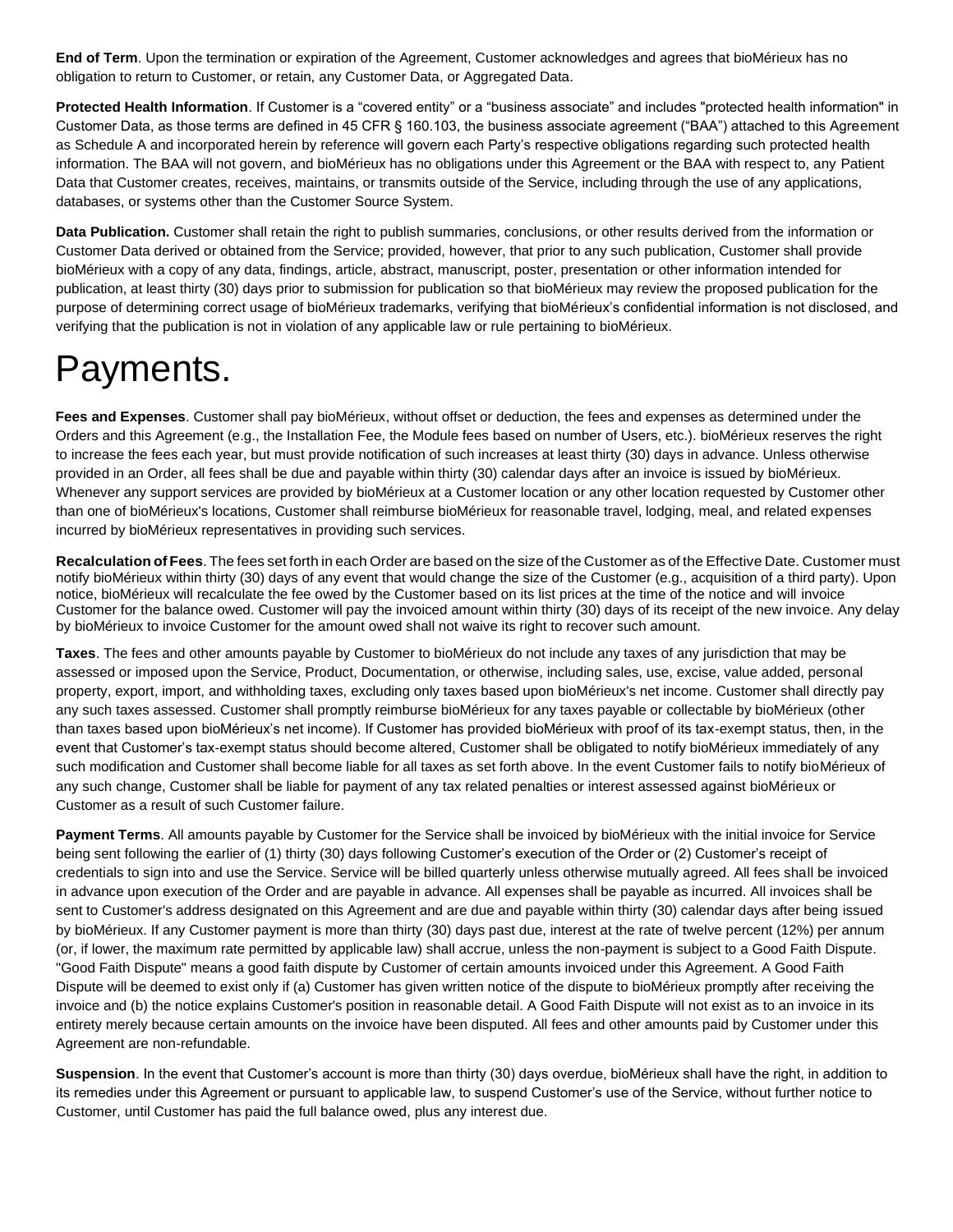**End of Term**. Upon the termination or expiration of the Agreement, Customer acknowledges and agrees that bioMérieux has no obligation to return to Customer, or retain, any Customer Data, or Aggregated Data.

**Protected Health Information**. If Customer is a "covered entity" or a "business associate" and includes "protected health information" in Customer Data, as those terms are defined in 45 CFR § 160.103, the business associate agreement ("BAA") attached to this Agreement as Schedule A and incorporated herein by reference will govern each Party's respective obligations regarding such protected health information. The BAA will not govern, and bioMérieux has no obligations under this Agreement or the BAA with respect to, any Patient Data that Customer creates, receives, maintains, or transmits outside of the Service, including through the use of any applications, databases, or systems other than the Customer Source System.

**Data Publication.** Customer shall retain the right to publish summaries, conclusions, or other results derived from the information or Customer Data derived or obtained from the Service; provided, however, that prior to any such publication, Customer shall provide bioMérieux with a copy of any data, findings, article, abstract, manuscript, poster, presentation or other information intended for publication, at least thirty (30) days prior to submission for publication so that bioMérieux may review the proposed publication for the purpose of determining correct usage of bioMérieux trademarks, verifying that bioMérieux's confidential information is not disclosed, and verifying that the publication is not in violation of any applicable law or rule pertaining to bioMérieux.

# Payments.

**Fees and Expenses**. Customer shall pay bioMérieux, without offset or deduction, the fees and expenses as determined under the Orders and this Agreement (e.g., the Installation Fee, the Module fees based on number of Users, etc.). bioMérieux reserves the right to increase the fees each year, but must provide notification of such increases at least thirty (30) days in advance. Unless otherwise provided in an Order, all fees shall be due and payable within thirty (30) calendar days after an invoice is issued by bioMérieux. Whenever any support services are provided by bioMérieux at a Customer location or any other location requested by Customer other than one of bioMérieux's locations, Customer shall reimburse bioMérieux for reasonable travel, lodging, meal, and related expenses incurred by bioMérieux representatives in providing such services.

**Recalculation of Fees**. The fees set forth in each Order are based on the size of the Customer as of the Effective Date. Customer must notify bioMérieux within thirty (30) days of any event that would change the size of the Customer (e.g., acquisition of a third party). Upon notice, bioMérieux will recalculate the fee owed by the Customer based on its list prices at the time of the notice and will invoice Customer for the balance owed. Customer will pay the invoiced amount within thirty (30) days of its receipt of the new invoice. Any delay by bioMérieux to invoice Customer for the amount owed shall not waive its right to recover such amount.

**Taxes**. The fees and other amounts payable by Customer to bioMérieux do not include any taxes of any jurisdiction that may be assessed or imposed upon the Service, Product, Documentation, or otherwise, including sales, use, excise, value added, personal property, export, import, and withholding taxes, excluding only taxes based upon bioMérieux's net income. Customer shall directly pay any such taxes assessed. Customer shall promptly reimburse bioMérieux for any taxes payable or collectable by bioMérieux (other than taxes based upon bioMérieux's net income). If Customer has provided bioMérieux with proof of its tax-exempt status, then, in the event that Customer's tax-exempt status should become altered, Customer shall be obligated to notify bioMérieux immediately of any such modification and Customer shall become liable for all taxes as set forth above. In the event Customer fails to notify bioMérieux of any such change, Customer shall be liable for payment of any tax related penalties or interest assessed against bioMérieux or Customer as a result of such Customer failure.

**Payment Terms**. All amounts payable by Customer for the Service shall be invoiced by bioMérieux with the initial invoice for Service being sent following the earlier of (1) thirty (30) days following Customer's execution of the Order or (2) Customer's receipt of credentials to sign into and use the Service. Service will be billed quarterly unless otherwise mutually agreed. All fees shall be invoiced in advance upon execution of the Order and are payable in advance. All expenses shall be payable as incurred. All invoices shall be sent to Customer's address designated on this Agreement and are due and payable within thirty (30) calendar days after being issued by bioMérieux. If any Customer payment is more than thirty (30) days past due, interest at the rate of twelve percent (12%) per annum (or, if lower, the maximum rate permitted by applicable law) shall accrue, unless the non-payment is subject to a Good Faith Dispute. "Good Faith Dispute" means a good faith dispute by Customer of certain amounts invoiced under this Agreement. A Good Faith Dispute will be deemed to exist only if (a) Customer has given written notice of the dispute to bioMérieux promptly after receiving the invoice and (b) the notice explains Customer's position in reasonable detail. A Good Faith Dispute will not exist as to an invoice in its entirety merely because certain amounts on the invoice have been disputed. All fees and other amounts paid by Customer under this Agreement are non-refundable.

**Suspension**. In the event that Customer's account is more than thirty (30) days overdue, bioMérieux shall have the right, in addition to its remedies under this Agreement or pursuant to applicable law, to suspend Customer's use of the Service, without further notice to Customer, until Customer has paid the full balance owed, plus any interest due.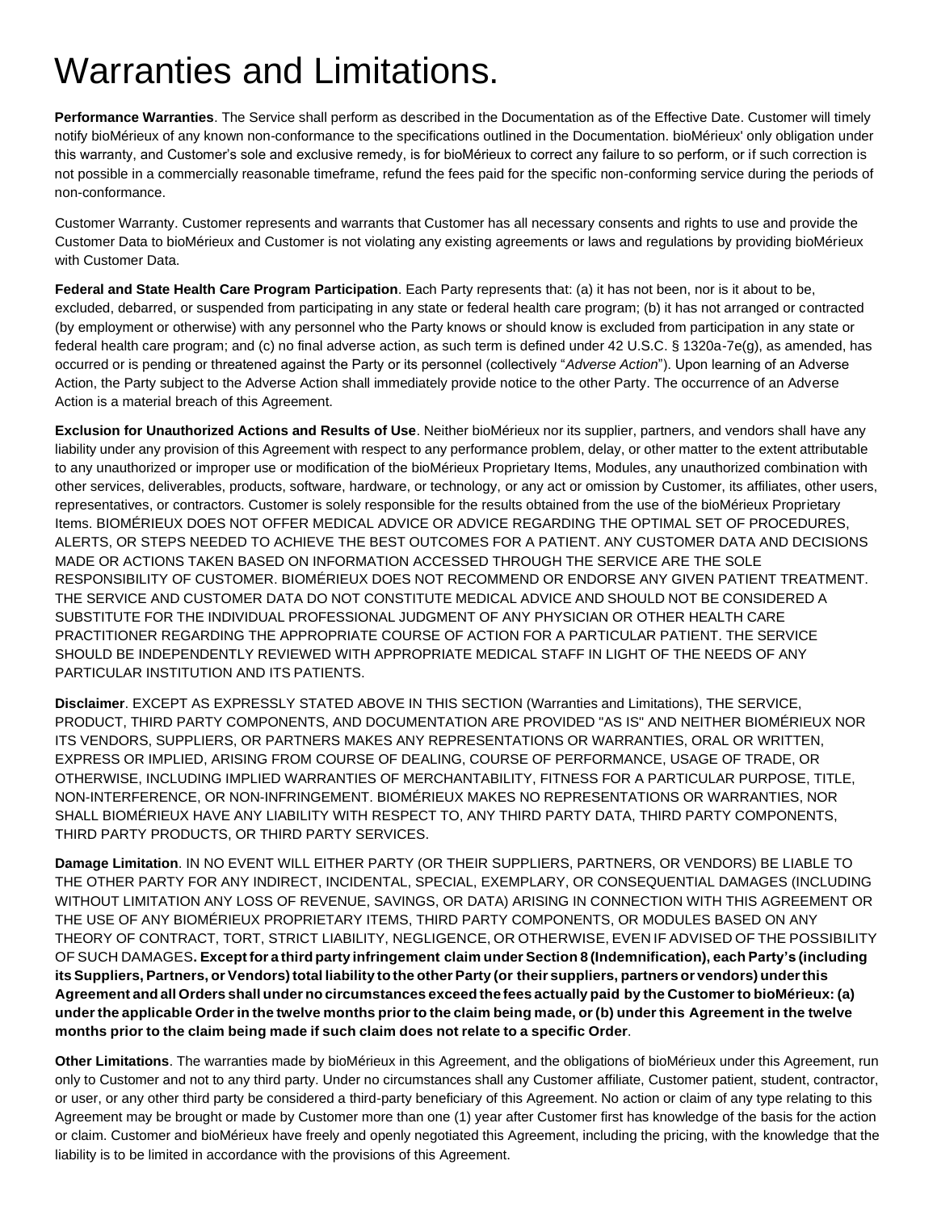# Warranties and Limitations.

**Performance Warranties**. The Service shall perform as described in the Documentation as of the Effective Date. Customer will timely notify bioMérieux of any known non-conformance to the specifications outlined in the Documentation. bioMérieux' only obligation under this warranty, and Customer's sole and exclusive remedy, is for bioMérieux to correct any failure to so perform, or if such correction is not possible in a commercially reasonable timeframe, refund the fees paid for the specific non-conforming service during the periods of non-conformance.

Customer Warranty. Customer represents and warrants that Customer has all necessary consents and rights to use and provide the Customer Data to bioMérieux and Customer is not violating any existing agreements or laws and regulations by providing bioMérieux with Customer Data.

**Federal and State Health Care Program Participation**. Each Party represents that: (a) it has not been, nor is it about to be, excluded, debarred, or suspended from participating in any state or federal health care program; (b) it has not arranged or contracted (by employment or otherwise) with any personnel who the Party knows or should know is excluded from participation in any state or federal health care program; and (c) no final adverse action, as such term is defined under 42 U.S.C. § 1320a-7e(g), as amended, has occurred or is pending or threatened against the Party or its personnel (collectively "*Adverse Action*"). Upon learning of an Adverse Action, the Party subject to the Adverse Action shall immediately provide notice to the other Party. The occurrence of an Adverse Action is a material breach of this Agreement.

**Exclusion for Unauthorized Actions and Results of Use**. Neither bioMérieux nor its supplier, partners, and vendors shall have any liability under any provision of this Agreement with respect to any performance problem, delay, or other matter to the extent attributable to any unauthorized or improper use or modification of the bioMérieux Proprietary Items, Modules, any unauthorized combination with other services, deliverables, products, software, hardware, or technology, or any act or omission by Customer, its affiliates, other users, representatives, or contractors. Customer is solely responsible for the results obtained from the use of the bioMérieux Proprietary Items. BIOMÉRIEUX DOES NOT OFFER MEDICAL ADVICE OR ADVICE REGARDING THE OPTIMAL SET OF PROCEDURES, ALERTS, OR STEPS NEEDED TO ACHIEVE THE BEST OUTCOMES FOR A PATIENT. ANY CUSTOMER DATA AND DECISIONS MADE OR ACTIONS TAKEN BASED ON INFORMATION ACCESSED THROUGH THE SERVICE ARE THE SOLE RESPONSIBILITY OF CUSTOMER. BIOMÉRIEUX DOES NOT RECOMMEND OR ENDORSE ANY GIVEN PATIENT TREATMENT. THE SERVICE AND CUSTOMER DATA DO NOT CONSTITUTE MEDICAL ADVICE AND SHOULD NOT BE CONSIDERED A SUBSTITUTE FOR THE INDIVIDUAL PROFESSIONAL JUDGMENT OF ANY PHYSICIAN OR OTHER HEALTH CARE PRACTITIONER REGARDING THE APPROPRIATE COURSE OF ACTION FOR A PARTICULAR PATIENT. THE SERVICE SHOULD BE INDEPENDENTLY REVIEWED WITH APPROPRIATE MEDICAL STAFF IN LIGHT OF THE NEEDS OF ANY PARTICULAR INSTITUTION AND ITS PATIENTS.

**Disclaimer**. EXCEPT AS EXPRESSLY STATED ABOVE IN THIS SECTION (Warranties and Limitations), THE SERVICE, PRODUCT, THIRD PARTY COMPONENTS, AND DOCUMENTATION ARE PROVIDED "AS IS" AND NEITHER BIOMÉRIEUX NOR ITS VENDORS, SUPPLIERS, OR PARTNERS MAKES ANY REPRESENTATIONS OR WARRANTIES, ORAL OR WRITTEN, EXPRESS OR IMPLIED, ARISING FROM COURSE OF DEALING, COURSE OF PERFORMANCE, USAGE OF TRADE, OR OTHERWISE, INCLUDING IMPLIED WARRANTIES OF MERCHANTABILITY, FITNESS FOR A PARTICULAR PURPOSE, TITLE, NON-INTERFERENCE, OR NON-INFRINGEMENT. BIOMÉRIEUX MAKES NO REPRESENTATIONS OR WARRANTIES, NOR SHALL BIOMÉRIEUX HAVE ANY LIABILITY WITH RESPECT TO, ANY THIRD PARTY DATA, THIRD PARTY COMPONENTS, THIRD PARTY PRODUCTS, OR THIRD PARTY SERVICES.

**Damage Limitation**. IN NO EVENT WILL EITHER PARTY (OR THEIR SUPPLIERS, PARTNERS, OR VENDORS) BE LIABLE TO THE OTHER PARTY FOR ANY INDIRECT, INCIDENTAL, SPECIAL, EXEMPLARY, OR CONSEQUENTIAL DAMAGES (INCLUDING WITHOUT LIMITATION ANY LOSS OF REVENUE, SAVINGS, OR DATA) ARISING IN CONNECTION WITH THIS AGREEMENT OR THE USE OF ANY BIOMÉRIEUX PROPRIETARY ITEMS, THIRD PARTY COMPONENTS, OR MODULES BASED ON ANY THEORY OF CONTRACT, TORT, STRICT LIABILITY, NEGLIGENCE, OR OTHERWISE, EVEN IF ADVISED OF THE POSSIBILITY OF SUCH DAMAGES**. Except for a third party infringement claim under Section 8 (Indemnification), each Party's (including its Suppliers, Partners, or Vendors) total liability to the other Party (or their suppliers, partners or vendors) under this Agreement and all Orders shall under no circumstances exceed the fees actually paid by the Customer to bioMérieux: (a) under the applicable Order in the twelve months prior to the claim being made, or (b) under this Agreement in the twelve months prior to the claim being made if such claim does not relate to a specific Order**.

**Other Limitations**. The warranties made by bioMérieux in this Agreement, and the obligations of bioMérieux under this Agreement, run only to Customer and not to any third party. Under no circumstances shall any Customer affiliate, Customer patient, student, contractor, or user, or any other third party be considered a third-party beneficiary of this Agreement. No action or claim of any type relating to this Agreement may be brought or made by Customer more than one (1) year after Customer first has knowledge of the basis for the action or claim. Customer and bioMérieux have freely and openly negotiated this Agreement, including the pricing, with the knowledge that the liability is to be limited in accordance with the provisions of this Agreement.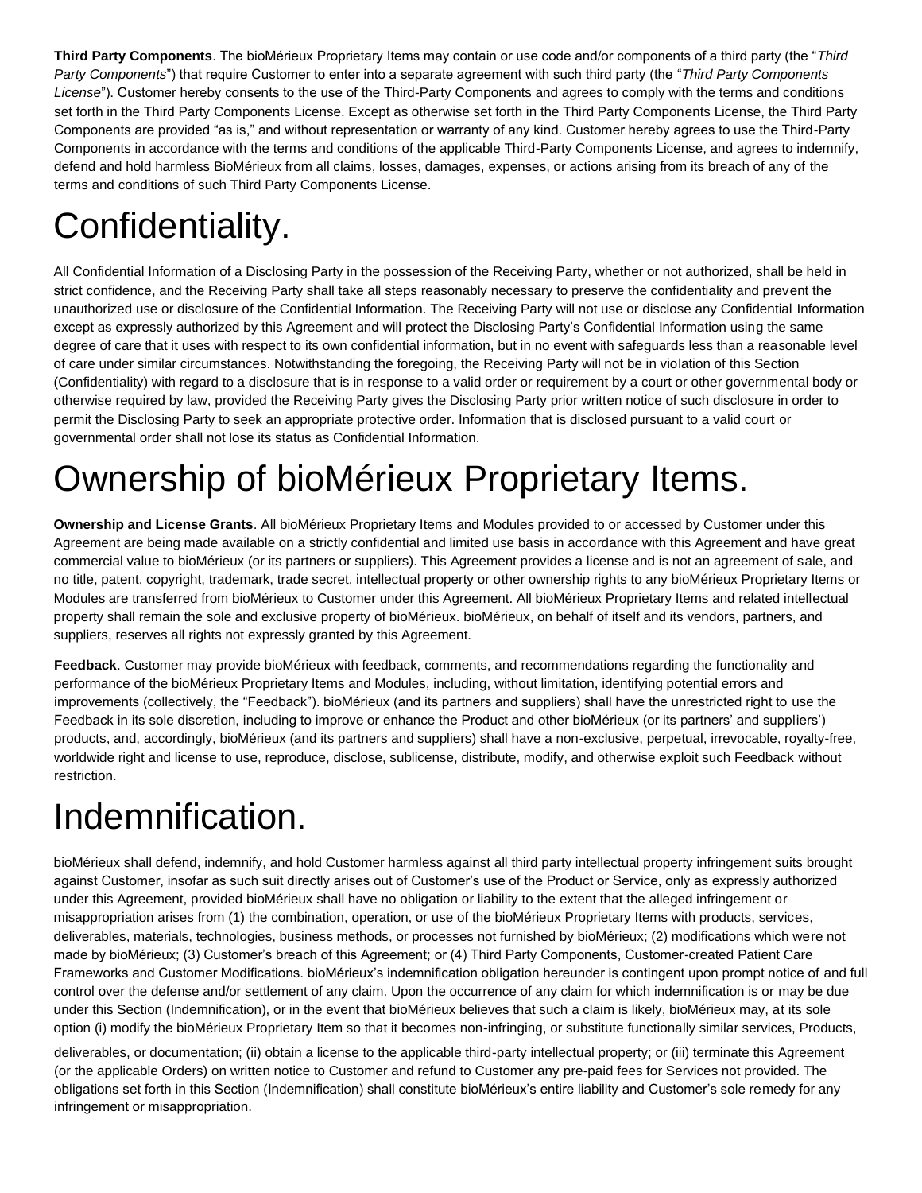**Third Party Components**. The bioMérieux Proprietary Items may contain or use code and/or components of a third party (the "*Third Party Components*") that require Customer to enter into a separate agreement with such third party (the "*Third Party Components License*"). Customer hereby consents to the use of the Third-Party Components and agrees to comply with the terms and conditions set forth in the Third Party Components License. Except as otherwise set forth in the Third Party Components License, the Third Party Components are provided "as is," and without representation or warranty of any kind. Customer hereby agrees to use the Third-Party Components in accordance with the terms and conditions of the applicable Third-Party Components License, and agrees to indemnify, defend and hold harmless BioMérieux from all claims, losses, damages, expenses, or actions arising from its breach of any of the terms and conditions of such Third Party Components License.

# Confidentiality.

All Confidential Information of a Disclosing Party in the possession of the Receiving Party, whether or not authorized, shall be held in strict confidence, and the Receiving Party shall take all steps reasonably necessary to preserve the confidentiality and prevent the unauthorized use or disclosure of the Confidential Information. The Receiving Party will not use or disclose any Confidential Information except as expressly authorized by this Agreement and will protect the Disclosing Party's Confidential Information using the same degree of care that it uses with respect to its own confidential information, but in no event with safeguards less than a reasonable level of care under similar circumstances. Notwithstanding the foregoing, the Receiving Party will not be in violation of this Section (Confidentiality) with regard to a disclosure that is in response to a valid order or requirement by a court or other governmental body or otherwise required by law, provided the Receiving Party gives the Disclosing Party prior written notice of such disclosure in order to permit the Disclosing Party to seek an appropriate protective order. Information that is disclosed pursuant to a valid court or governmental order shall not lose its status as Confidential Information.

# Ownership of bioMérieux Proprietary Items.

**Ownership and License Grants**. All bioMérieux Proprietary Items and Modules provided to or accessed by Customer under this Agreement are being made available on a strictly confidential and limited use basis in accordance with this Agreement and have great commercial value to bioMérieux (or its partners or suppliers). This Agreement provides a license and is not an agreement of sale, and no title, patent, copyright, trademark, trade secret, intellectual property or other ownership rights to any bioMérieux Proprietary Items or Modules are transferred from bioMérieux to Customer under this Agreement. All bioMérieux Proprietary Items and related intellectual property shall remain the sole and exclusive property of bioMérieux. bioMérieux, on behalf of itself and its vendors, partners, and suppliers, reserves all rights not expressly granted by this Agreement.

**Feedback**. Customer may provide bioMérieux with feedback, comments, and recommendations regarding the functionality and performance of the bioMérieux Proprietary Items and Modules, including, without limitation, identifying potential errors and improvements (collectively, the "Feedback"). bioMérieux (and its partners and suppliers) shall have the unrestricted right to use the Feedback in its sole discretion, including to improve or enhance the Product and other bioMérieux (or its partners' and suppliers') products, and, accordingly, bioMérieux (and its partners and suppliers) shall have a non-exclusive, perpetual, irrevocable, royalty-free, worldwide right and license to use, reproduce, disclose, sublicense, distribute, modify, and otherwise exploit such Feedback without restriction.

# Indemnification.

bioMérieux shall defend, indemnify, and hold Customer harmless against all third party intellectual property infringement suits brought against Customer, insofar as such suit directly arises out of Customer's use of the Product or Service, only as expressly authorized under this Agreement, provided bioMérieux shall have no obligation or liability to the extent that the alleged infringement or misappropriation arises from (1) the combination, operation, or use of the bioMérieux Proprietary Items with products, services, deliverables, materials, technologies, business methods, or processes not furnished by bioMérieux; (2) modifications which were not made by bioMérieux; (3) Customer's breach of this Agreement; or (4) Third Party Components, Customer-created Patient Care Frameworks and Customer Modifications. bioMérieux's indemnification obligation hereunder is contingent upon prompt notice of and full control over the defense and/or settlement of any claim. Upon the occurrence of any claim for which indemnification is or may be due under this Section (Indemnification), or in the event that bioMérieux believes that such a claim is likely, bioMérieux may, at its sole option (i) modify the bioMérieux Proprietary Item so that it becomes non-infringing, or substitute functionally similar services, Products, deliverables, or documentation; (ii) obtain a license to the applicable third-party intellectual property; or (iii) terminate this Agreement (or the applicable Orders) on written notice to Customer and refund to Customer any pre-paid fees for Services not provided. The obligations set forth in this Section (Indemnification) shall constitute bioMérieux's entire liability and Customer's sole remedy for any infringement or misappropriation.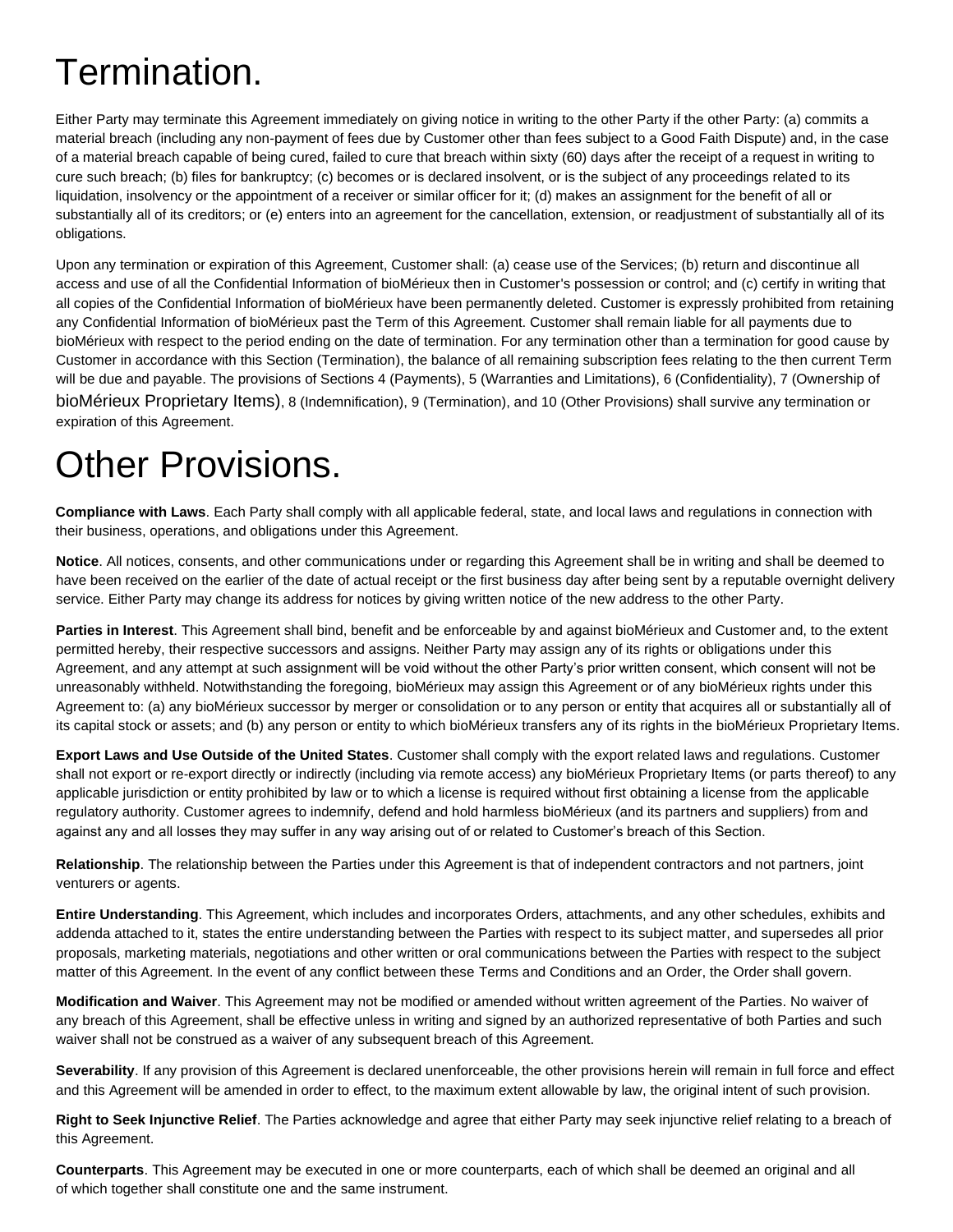# Termination.

Either Party may terminate this Agreement immediately on giving notice in writing to the other Party if the other Party: (a) commits a material breach (including any non-payment of fees due by Customer other than fees subject to a Good Faith Dispute) and, in the case of a material breach capable of being cured, failed to cure that breach within sixty (60) days after the receipt of a request in writing to cure such breach; (b) files for bankruptcy; (c) becomes or is declared insolvent, or is the subject of any proceedings related to its liquidation, insolvency or the appointment of a receiver or similar officer for it; (d) makes an assignment for the benefit of all or substantially all of its creditors; or (e) enters into an agreement for the cancellation, extension, or readjustment of substantially all of its obligations.

Upon any termination or expiration of this Agreement, Customer shall: (a) cease use of the Services; (b) return and discontinue all access and use of all the Confidential Information of bioMérieux then in Customer's possession or control; and (c) certify in writing that all copies of the Confidential Information of bioMérieux have been permanently deleted. Customer is expressly prohibited from retaining any Confidential Information of bioMérieux past the Term of this Agreement. Customer shall remain liable for all payments due to bioMérieux with respect to the period ending on the date of termination. For any termination other than a termination for good cause by Customer in accordance with this Section (Termination), the balance of all remaining subscription fees relating to the then current Term will be due and payable. The provisions of Sections 4 (Payments), 5 (Warranties and Limitations), 6 (Confidentiality), 7 (Ownership of bioMérieux Proprietary Items), 8 (Indemnification), 9 (Termination), and 10 (Other Provisions) shall survive any termination or expiration of this Agreement.

# Other Provisions.

**Compliance with Laws**. Each Party shall comply with all applicable federal, state, and local laws and regulations in connection with their business, operations, and obligations under this Agreement.

**Notice**. All notices, consents, and other communications under or regarding this Agreement shall be in writing and shall be deemed to have been received on the earlier of the date of actual receipt or the first business day after being sent by a reputable overnight delivery service. Either Party may change its address for notices by giving written notice of the new address to the other Party.

**Parties in Interest**. This Agreement shall bind, benefit and be enforceable by and against bioMérieux and Customer and, to the extent permitted hereby, their respective successors and assigns. Neither Party may assign any of its rights or obligations under this Agreement, and any attempt at such assignment will be void without the other Party's prior written consent, which consent will not be unreasonably withheld. Notwithstanding the foregoing, bioMérieux may assign this Agreement or of any bioMérieux rights under this Agreement to: (a) any bioMérieux successor by merger or consolidation or to any person or entity that acquires all or substantially all of its capital stock or assets; and (b) any person or entity to which bioMérieux transfers any of its rights in the bioMérieux Proprietary Items.

**Export Laws and Use Outside of the United States**. Customer shall comply with the export related laws and regulations. Customer shall not export or re-export directly or indirectly (including via remote access) any bioMérieux Proprietary Items (or parts thereof) to any applicable jurisdiction or entity prohibited by law or to which a license is required without first obtaining a license from the applicable regulatory authority. Customer agrees to indemnify, defend and hold harmless bioMérieux (and its partners and suppliers) from and against any and all losses they may suffer in any way arising out of or related to Customer's breach of this Section.

**Relationship**. The relationship between the Parties under this Agreement is that of independent contractors and not partners, joint venturers or agents.

**Entire Understanding**. This Agreement, which includes and incorporates Orders, attachments, and any other schedules, exhibits and addenda attached to it, states the entire understanding between the Parties with respect to its subject matter, and supersedes all prior proposals, marketing materials, negotiations and other written or oral communications between the Parties with respect to the subject matter of this Agreement. In the event of any conflict between these Terms and Conditions and an Order, the Order shall govern.

**Modification and Waiver**. This Agreement may not be modified or amended without written agreement of the Parties. No waiver of any breach of this Agreement, shall be effective unless in writing and signed by an authorized representative of both Parties and such waiver shall not be construed as a waiver of any subsequent breach of this Agreement.

**Severability**. If any provision of this Agreement is declared unenforceable, the other provisions herein will remain in full force and effect and this Agreement will be amended in order to effect, to the maximum extent allowable by law, the original intent of such provision.

**Right to Seek Injunctive Relief**. The Parties acknowledge and agree that either Party may seek injunctive relief relating to a breach of this Agreement.

**Counterparts**. This Agreement may be executed in one or more counterparts, each of which shall be deemed an original and all of which together shall constitute one and the same instrument.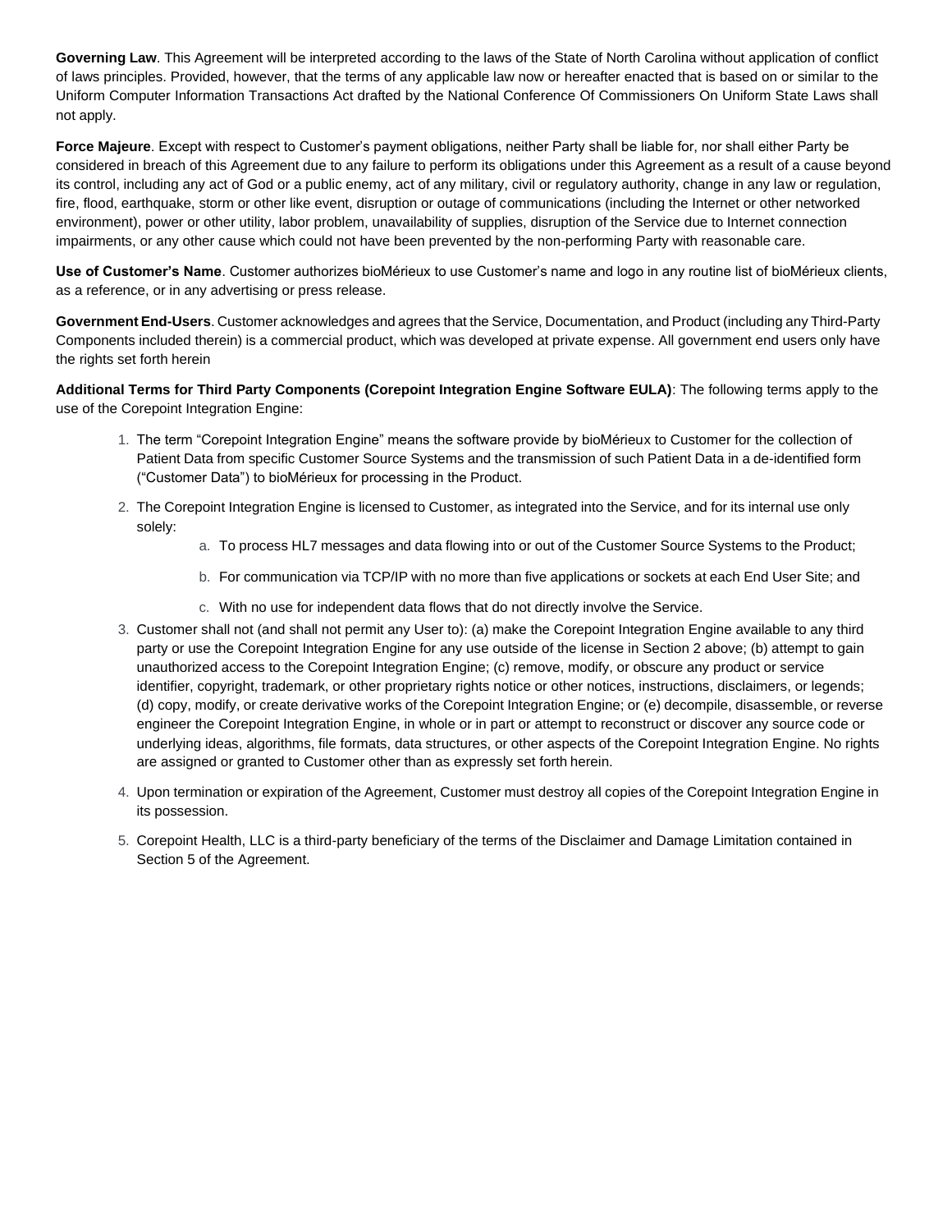**Governing Law**. This Agreement will be interpreted according to the laws of the State of North Carolina without application of conflict of laws principles. Provided, however, that the terms of any applicable law now or hereafter enacted that is based on or similar to the Uniform Computer Information Transactions Act drafted by the National Conference Of Commissioners On Uniform State Laws shall not apply.

**Force Majeure**. Except with respect to Customer's payment obligations, neither Party shall be liable for, nor shall either Party be considered in breach of this Agreement due to any failure to perform its obligations under this Agreement as a result of a cause beyond its control, including any act of God or a public enemy, act of any military, civil or regulatory authority, change in any law or regulation, fire, flood, earthquake, storm or other like event, disruption or outage of communications (including the Internet or other networked environment), power or other utility, labor problem, unavailability of supplies, disruption of the Service due to Internet connection impairments, or any other cause which could not have been prevented by the non-performing Party with reasonable care.

**Use of Customer's Name**. Customer authorizes bioMérieux to use Customer's name and logo in any routine list of bioMérieux clients, as a reference, or in any advertising or press release.

**Government End-Users**. Customer acknowledges and agrees that the Service, Documentation, and Product (including any Third-Party Components included therein) is a commercial product, which was developed at private expense. All government end users only have the rights set forth herein

**Additional Terms for Third Party Components (Corepoint Integration Engine Software EULA)**: The following terms apply to the use of the Corepoint Integration Engine:

1. The term "Corepoint Integration Engine" means the software provide by bioMérieux to Customer for the collection of Patient Data from specific Customer Source Systems and the transmission of such Patient Data in a de-identified form ("Customer Data") to bioMérieux for processing in the Product.
2. The Corepoint Integration Engine is licensed to Customer, as integrated into the Service, and for its internal use only solely:
   a. To process HL7 messages and data flowing into or out of the Customer Source Systems to the Product;
   b. For communication via TCP/IP with no more than five applications or sockets at each End User Site; and
   c. With no use for independent data flows that do not directly involve the Service.
3. Customer shall not (and shall not permit any User to): (a) make the Corepoint Integration Engine available to any third party or use the Corepoint Integration Engine for any use outside of the license in Section 2 above; (b) attempt to gain unauthorized access to the Corepoint Integration Engine; (c) remove, modify, or obscure any product or service identifier, copyright, trademark, or other proprietary rights notice or other notices, instructions, disclaimers, or legends; (d) copy, modify, or create derivative works of the Corepoint Integration Engine; or (e) decompile, disassemble, or reverse engineer the Corepoint Integration Engine, in whole or in part or attempt to reconstruct or discover any source code or underlying ideas, algorithms, file formats, data structures, or other aspects of the Corepoint Integration Engine. No rights are assigned or granted to Customer other than as expressly set forth herein.
4. Upon termination or expiration of the Agreement, Customer must destroy all copies of the Corepoint Integration Engine in its possession.
5. Corepoint Health, LLC is a third-party beneficiary of the terms of the Disclaimer and Damage Limitation contained in Section 5 of the Agreement.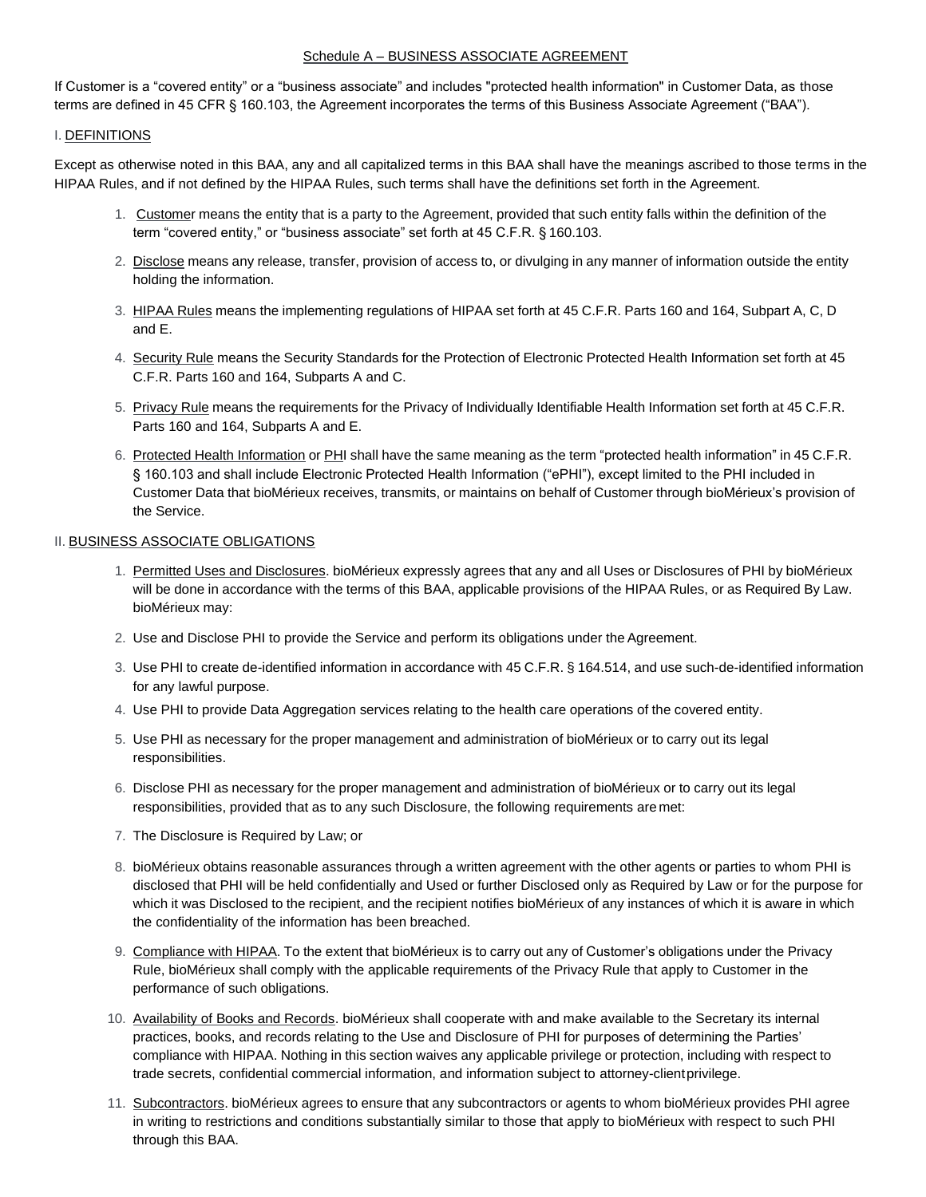Schedule A – BUSINESS ASSOCIATE AGREEMENT

If Customer is a "covered entity" or a "business associate" and includes "protected health information" in Customer Data, as those terms are defined in 45 CFR § 160.103, the Agreement incorporates the terms of this Business Associate Agreement ("BAA").

I. DEFINITIONS

Except as otherwise noted in this BAA, any and all capitalized terms in this BAA shall have the meanings ascribed to those terms in the HIPAA Rules, and if not defined by the HIPAA Rules, such terms shall have the definitions set forth in the Agreement.

1. Customer means the entity that is a party to the Agreement, provided that such entity falls within the definition of the term "covered entity," or "business associate" set forth at 45 C.F.R. § 160.103.
2. Disclose means any release, transfer, provision of access to, or divulging in any manner of information outside the entity holding the information.
3. HIPAA Rules means the implementing regulations of HIPAA set forth at 45 C.F.R. Parts 160 and 164, Subpart A, C, D and E.
4. Security Rule means the Security Standards for the Protection of Electronic Protected Health Information set forth at 45 C.F.R. Parts 160 and 164, Subparts A and C.
5. Privacy Rule means the requirements for the Privacy of Individually Identifiable Health Information set forth at 45 C.F.R. Parts 160 and 164, Subparts A and E.
6. Protected Health Information or PHI shall have the same meaning as the term "protected health information" in 45 C.F.R. § 160.103 and shall include Electronic Protected Health Information ("ePHI"), except limited to the PHI included in Customer Data that bioMérieux receives, transmits, or maintains on behalf of Customer through bioMérieux's provision of the Service.

II. BUSINESS ASSOCIATE OBLIGATIONS

1. Permitted Uses and Disclosures. bioMérieux expressly agrees that any and all Uses or Disclosures of PHI by bioMérieux will be done in accordance with the terms of this BAA, applicable provisions of the HIPAA Rules, or as Required By Law. bioMérieux may:
2. Use and Disclose PHI to provide the Service and perform its obligations under the Agreement.
3. Use PHI to create de-identified information in accordance with 45 C.F.R. § 164.514, and use such-de-identified information for any lawful purpose.
4. Use PHI to provide Data Aggregation services relating to the health care operations of the covered entity.
5. Use PHI as necessary for the proper management and administration of bioMérieux or to carry out its legal responsibilities.
6. Disclose PHI as necessary for the proper management and administration of bioMérieux or to carry out its legal responsibilities, provided that as to any such Disclosure, the following requirements are met:
7. The Disclosure is Required by Law; or
8. bioMérieux obtains reasonable assurances through a written agreement with the other agents or parties to whom PHI is disclosed that PHI will be held confidentially and Used or further Disclosed only as Required by Law or for the purpose for which it was Disclosed to the recipient, and the recipient notifies bioMérieux of any instances of which it is aware in which the confidentiality of the information has been breached.
9. Compliance with HIPAA. To the extent that bioMérieux is to carry out any of Customer's obligations under the Privacy Rule, bioMérieux shall comply with the applicable requirements of the Privacy Rule that apply to Customer in the performance of such obligations.
10. Availability of Books and Records. bioMérieux shall cooperate with and make available to the Secretary its internal practices, books, and records relating to the Use and Disclosure of PHI for purposes of determining the Parties' compliance with HIPAA. Nothing in this section waives any applicable privilege or protection, including with respect to trade secrets, confidential commercial information, and information subject to attorney-client privilege.
11. Subcontractors. bioMérieux agrees to ensure that any subcontractors or agents to whom bioMérieux provides PHI agree in writing to restrictions and conditions substantially similar to those that apply to bioMérieux with respect to such PHI through this BAA.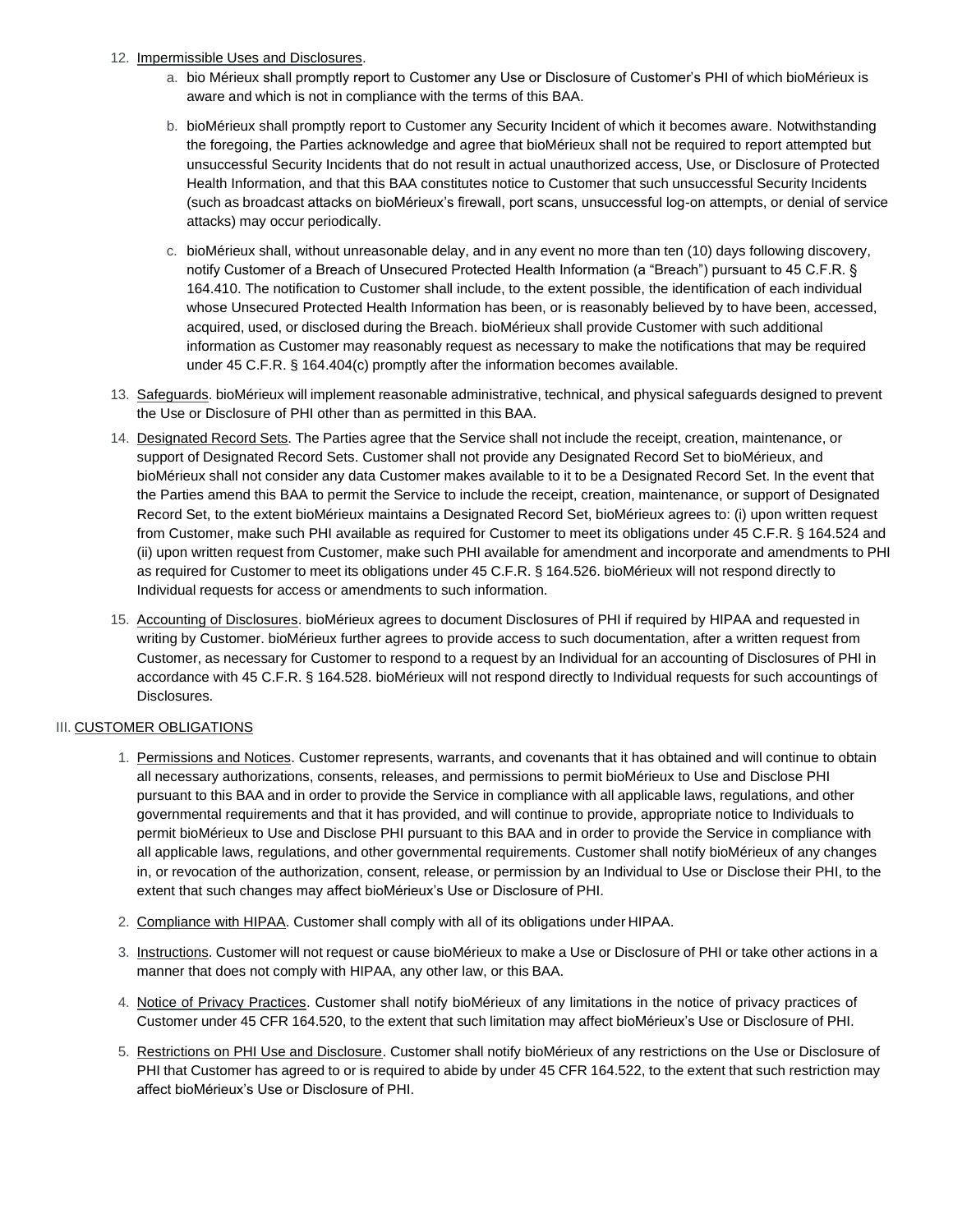12. Impermissible Uses and Disclosures.
    a. bio Mérieux shall promptly report to Customer any Use or Disclosure of Customer's PHI of which bioMérieux is aware and which is not in compliance with the terms of this BAA.
    b. bioMérieux shall promptly report to Customer any Security Incident of which it becomes aware. Notwithstanding the foregoing, the Parties acknowledge and agree that bioMérieux shall not be required to report attempted but unsuccessful Security Incidents that do not result in actual unauthorized access, Use, or Disclosure of Protected Health Information, and that this BAA constitutes notice to Customer that such unsuccessful Security Incidents (such as broadcast attacks on bioMérieux's firewall, port scans, unsuccessful log-on attempts, or denial of service attacks) may occur periodically.
    c. bioMérieux shall, without unreasonable delay, and in any event no more than ten (10) days following discovery, notify Customer of a Breach of Unsecured Protected Health Information (a "Breach") pursuant to 45 C.F.R. § 164.410. The notification to Customer shall include, to the extent possible, the identification of each individual whose Unsecured Protected Health Information has been, or is reasonably believed by to have been, accessed, acquired, used, or disclosed during the Breach. bioMérieux shall provide Customer with such additional information as Customer may reasonably request as necessary to make the notifications that may be required under 45 C.F.R. § 164.404(c) promptly after the information becomes available.
13. Safeguards. bioMérieux will implement reasonable administrative, technical, and physical safeguards designed to prevent the Use or Disclosure of PHI other than as permitted in this BAA.
14. Designated Record Sets. The Parties agree that the Service shall not include the receipt, creation, maintenance, or support of Designated Record Sets. Customer shall not provide any Designated Record Set to bioMérieux, and bioMérieux shall not consider any data Customer makes available to it to be a Designated Record Set. In the event that the Parties amend this BAA to permit the Service to include the receipt, creation, maintenance, or support of Designated Record Set, to the extent bioMérieux maintains a Designated Record Set, bioMérieux agrees to: (i) upon written request from Customer, make such PHI available as required for Customer to meet its obligations under 45 C.F.R. § 164.524 and (ii) upon written request from Customer, make such PHI available for amendment and incorporate and amendments to PHI as required for Customer to meet its obligations under 45 C.F.R. § 164.526. bioMérieux will not respond directly to Individual requests for access or amendments to such information.
15. Accounting of Disclosures. bioMérieux agrees to document Disclosures of PHI if required by HIPAA and requested in writing by Customer. bioMérieux further agrees to provide access to such documentation, after a written request from Customer, as necessary for Customer to respond to a request by an Individual for an accounting of Disclosures of PHI in accordance with 45 C.F.R. § 164.528. bioMérieux will not respond directly to Individual requests for such accountings of Disclosures.

## III. CUSTOMER OBLIGATIONS

1. Permissions and Notices. Customer represents, warrants, and covenants that it has obtained and will continue to obtain all necessary authorizations, consents, releases, and permissions to permit bioMérieux to Use and Disclose PHI pursuant to this BAA and in order to provide the Service in compliance with all applicable laws, regulations, and other governmental requirements and that it has provided, and will continue to provide, appropriate notice to Individuals to permit bioMérieux to Use and Disclose PHI pursuant to this BAA and in order to provide the Service in compliance with all applicable laws, regulations, and other governmental requirements. Customer shall notify bioMérieux of any changes in, or revocation of the authorization, consent, release, or permission by an Individual to Use or Disclose their PHI, to the extent that such changes may affect bioMérieux's Use or Disclosure of PHI.
2. Compliance with HIPAA. Customer shall comply with all of its obligations under HIPAA.
3. Instructions. Customer will not request or cause bioMérieux to make a Use or Disclosure of PHI or take other actions in a manner that does not comply with HIPAA, any other law, or this BAA.
4. Notice of Privacy Practices. Customer shall notify bioMérieux of any limitations in the notice of privacy practices of Customer under 45 CFR 164.520, to the extent that such limitation may affect bioMérieux's Use or Disclosure of PHI.
5. Restrictions on PHI Use and Disclosure. Customer shall notify bioMérieux of any restrictions on the Use or Disclosure of PHI that Customer has agreed to or is required to abide by under 45 CFR 164.522, to the extent that such restriction may affect bioMérieux's Use or Disclosure of PHI.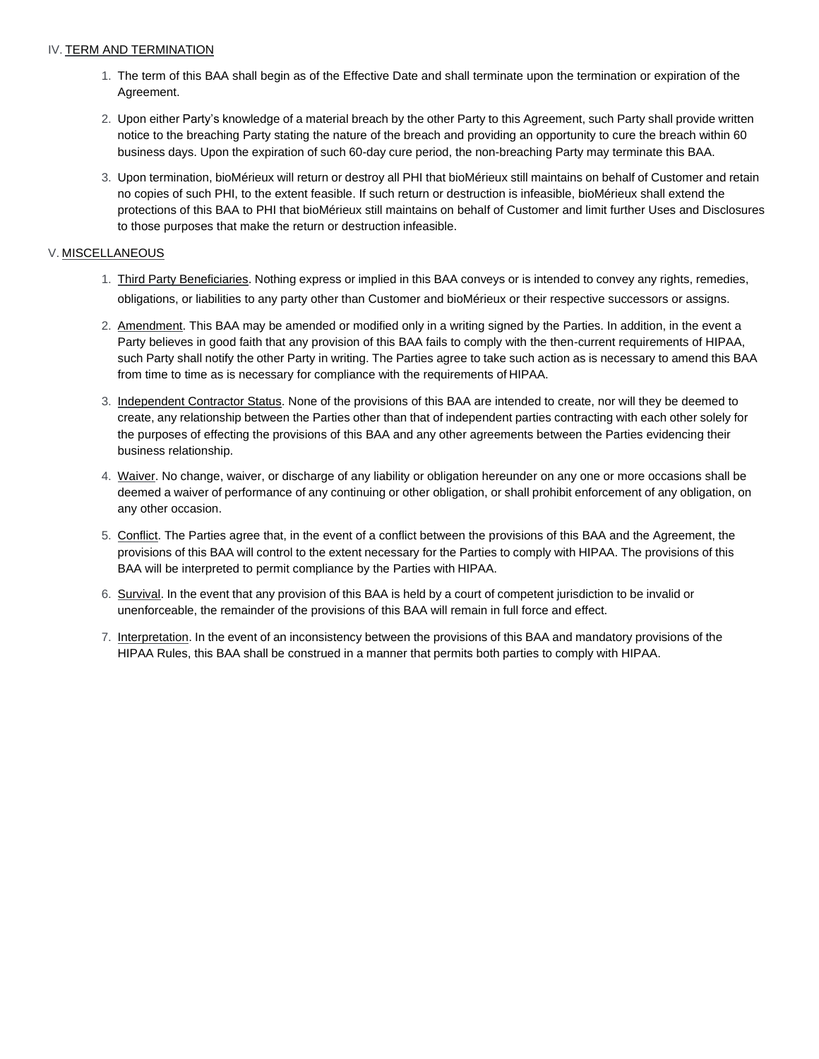IV. TERM AND TERMINATION

1. The term of this BAA shall begin as of the Effective Date and shall terminate upon the termination or expiration of the Agreement.
2. Upon either Party's knowledge of a material breach by the other Party to this Agreement, such Party shall provide written notice to the breaching Party stating the nature of the breach and providing an opportunity to cure the breach within 60 business days. Upon the expiration of such 60-day cure period, the non-breaching Party may terminate this BAA.
3. Upon termination, bioMérieux will return or destroy all PHI that bioMérieux still maintains on behalf of Customer and retain no copies of such PHI, to the extent feasible. If such return or destruction is infeasible, bioMérieux shall extend the protections of this BAA to PHI that bioMérieux still maintains on behalf of Customer and limit further Uses and Disclosures to those purposes that make the return or destruction infeasible.

V. MISCELLANEOUS

1. Third Party Beneficiaries. Nothing express or implied in this BAA conveys or is intended to convey any rights, remedies, obligations, or liabilities to any party other than Customer and bioMérieux or their respective successors or assigns.
2. Amendment. This BAA may be amended or modified only in a writing signed by the Parties. In addition, in the event a Party believes in good faith that any provision of this BAA fails to comply with the then-current requirements of HIPAA, such Party shall notify the other Party in writing. The Parties agree to take such action as is necessary to amend this BAA from time to time as is necessary for compliance with the requirements of HIPAA.
3. Independent Contractor Status. None of the provisions of this BAA are intended to create, nor will they be deemed to create, any relationship between the Parties other than that of independent parties contracting with each other solely for the purposes of effecting the provisions of this BAA and any other agreements between the Parties evidencing their business relationship.
4. Waiver. No change, waiver, or discharge of any liability or obligation hereunder on any one or more occasions shall be deemed a waiver of performance of any continuing or other obligation, or shall prohibit enforcement of any obligation, on any other occasion.
5. Conflict. The Parties agree that, in the event of a conflict between the provisions of this BAA and the Agreement, the provisions of this BAA will control to the extent necessary for the Parties to comply with HIPAA. The provisions of this BAA will be interpreted to permit compliance by the Parties with HIPAA.
6. Survival. In the event that any provision of this BAA is held by a court of competent jurisdiction to be invalid or unenforceable, the remainder of the provisions of this BAA will remain in full force and effect.
7. Interpretation. In the event of an inconsistency between the provisions of this BAA and mandatory provisions of the HIPAA Rules, this BAA shall be construed in a manner that permits both parties to comply with HIPAA.